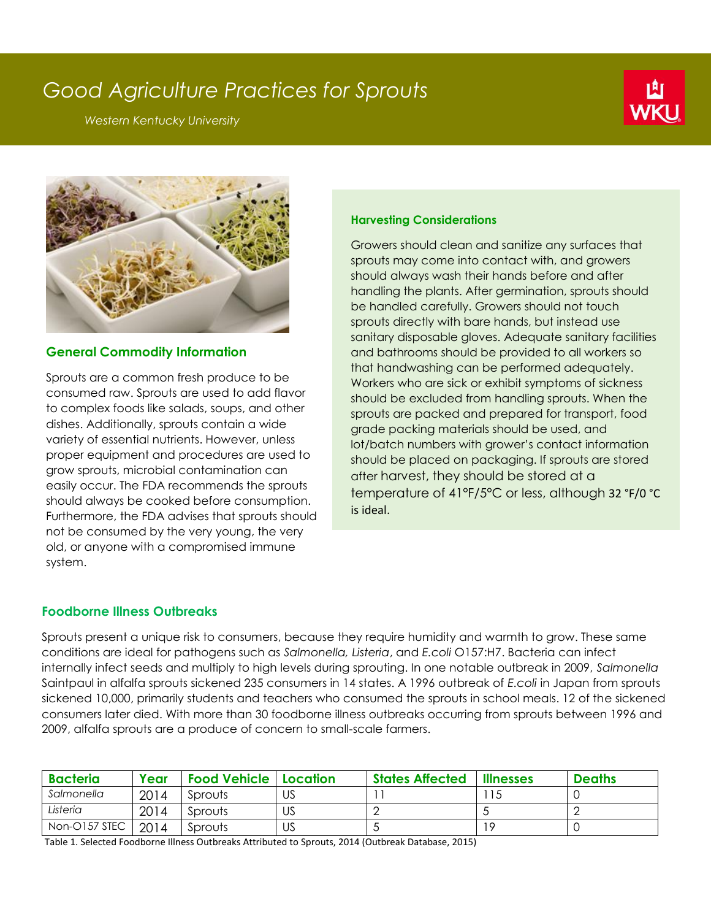# Good Agriculture Practices for Sprouts

*Western Kentucky University*

## General Commodity Information

Sprouts are a common fresh produce to be consumed raw. Sprouts are used to add flavor to complex foods like salads, soups, and other dishes. Additionally, sprouts contain a wide variety of essential nutrients. However, unless proper equipment and procedures are used to grow sprouts, microbial contamination can easily occur. The FDA recommends the sprouts should always be cooked before consumption. Furthermore, the FDA advises that sprouts should not be consumed by the very young, the very old, or anyone with a compromised immune system.

## Harvesting Considerations

Growers should clean and sanitize any surfaces that sprouts may come into contact with, and growers should always wash their hands before and after handling the plants. After germination, sprouts should be handled carefully. Growers should not touch sprouts directly with bare hands, but instead use sanitary disposable gloves. Adequate sanitary facilities and bathrooms should be provided to all workers so that handwashing can be performed adequately. Workers who are sick or exhibit symptoms of sickness should be excluded from handling sprouts. When the sprouts are packed and prepared for transport, food grade packing materials should be used, and lot/batch numbers with grower's contact information should be placed on packaging. If sprouts are stored after harvest, they should be stored at a temperature of 41°F/5°C or less, although 32 °F/0 °C is ideal.

## Foodborne Illness Outbreaks

Sprouts present a unique risk to consumers, because they require humidity and warmth to grow. These same conditions are ideal for pathogens such as *Salmonella, Listeria*, and *E.coli* O157:H7. Bacteria can infect internally infect seeds and multiply to high levels during sprouting. In one notable outbreak in 2009, *Salmonella* Saintpaul in alfalfa sprouts sickened 235 consumers in 14 states. A 1996 outbreak of *E.coli* in Japan from sprouts sickened 10,000, primarily students and teachers who consumed the sprouts in school meals. 12 of the sickened consumers later died. With more than 30 foodborne illness outbreaks occurring from sprouts between 1996 and 2009, alfalfa sprouts are a produce of concern to small-scale farmers.

| Bacteria | Year | Food Vehicle | Location | States Affected | Illnesses | Deaths |
|---|---|---|---|---|---|---|
| *Salmonella* | 2014 | Sprouts | US | 11 | 115 | 0 |
| *Listeria* | 2014 | Sprouts | US | 2 | 5 | 2 |
| Non-O157 STEC | 2014 | Sprouts | US | 5 | 19 | 0 |

Table 1. Selected Foodborne Illness Outbreaks Attributed to Sprouts, 2014 (Outbreak Database, 2015)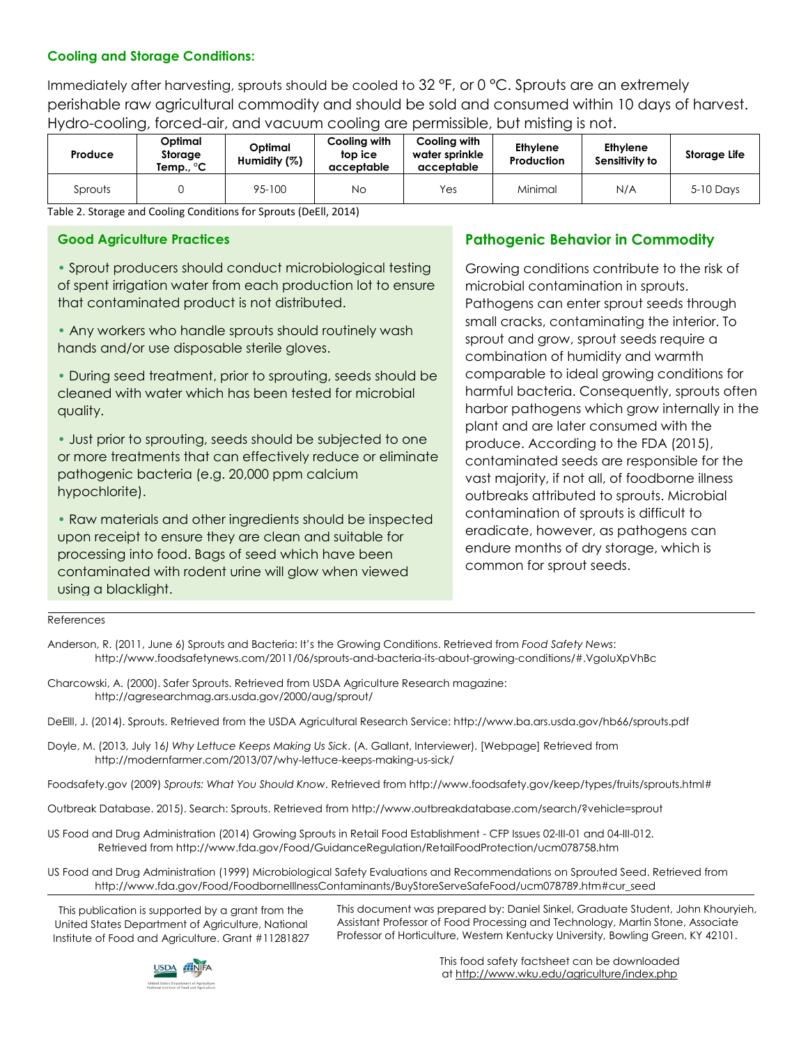### Cooling and Storage Conditions:

Immediately after harvesting, sprouts should be cooled to 32 °F, or 0 °C. Sprouts are an extremely perishable raw agricultural commodity and should be sold and consumed within 10 days of harvest. Hydro-cooling, forced-air, and vacuum cooling are permissible, but misting is not.

| Produce | Optimal Storage Temp., °C | Optimal Humidity (%) | Cooling with top ice acceptable | Cooling with water sprinkle acceptable | Ethylene Production | Ethylene Sensitivity to | Storage Life |
|---|---|---|---|---|---|---|---|
| Sprouts | 0 | 95-100 | No | Yes | Minimal | N/A | 5-10 Days |

Table 2. Storage and Cooling Conditions for Sprouts (DeEll, 2014)

### Good Agriculture Practices

- Sprout producers should conduct microbiological testing of spent irrigation water from each production lot to ensure that contaminated product is not distributed.
- Any workers who handle sprouts should routinely wash hands and/or use disposable sterile gloves.
- During seed treatment, prior to sprouting, seeds should be cleaned with water which has been tested for microbial quality.
- Just prior to sprouting, seeds should be subjected to one or more treatments that can effectively reduce or eliminate pathogenic bacteria (e.g. 20,000 ppm calcium hypochlorite).
- Raw materials and other ingredients should be inspected upon receipt to ensure they are clean and suitable for processing into food. Bags of seed which have been contaminated with rodent urine will glow when viewed using a blacklight.

### Pathogenic Behavior in Commodity

Growing conditions contribute to the risk of microbial contamination in sprouts. Pathogens can enter sprout seeds through small cracks, contaminating the interior. To sprout and grow, sprout seeds require a combination of humidity and warmth comparable to ideal growing conditions for harmful bacteria. Consequently, sprouts often harbor pathogens which grow internally in the plant and are later consumed with the produce. According to the FDA (2015), contaminated seeds are responsible for the vast majority, if not all, of foodborne illness outbreaks attributed to sprouts. Microbial contamination of sprouts is difficult to eradicate, however, as pathogens can endure months of dry storage, which is common for sprout seeds.

References

Anderson, R. (2011, June 6) Sprouts and Bacteria: It's the Growing Conditions. Retrieved from *Food Safety News*: http://www.foodsafetynews.com/2011/06/sprouts-and-bacteria-its-about-growing-conditions/#.VgoIuXpVhBc

Charcowski, A. (2000). Safer Sprouts. Retrieved from USDA Agriculture Research magazine: http://agresearchmag.ars.usda.gov/2000/aug/sprout/

DeElll, J. (2014). Sprouts. Retrieved from the USDA Agricultural Research Service: http://www.ba.ars.usda.gov/hb66/sprouts.pdf

Doyle, M. (2013, July 16*) Why Lettuce Keeps Making Us Sick*. (A. Gallant, Interviewer). [Webpage] Retrieved from http://modernfarmer.com/2013/07/why-lettuce-keeps-making-us-sick/

Foodsafety.gov (2009) *Sprouts: What You Should Know*. Retrieved from http://www.foodsafety.gov/keep/types/fruits/sprouts.html#

Outbreak Database. 2015). Search: Sprouts. Retrieved from http://www.outbreakdatabase.com/search/?vehicle=sprout

US Food and Drug Administration (2014) Growing Sprouts in Retail Food Establishment - CFP Issues 02-III-01 and 04-III-012. Retrieved from http://www.fda.gov/Food/GuidanceRegulation/RetailFoodProtection/ucm078758.htm

US Food and Drug Administration (1999) Microbiological Safety Evaluations and Recommendations on Sprouted Seed. Retrieved from http://www.fda.gov/Food/FoodborneIllnessContaminants/BuyStoreServeSafeFood/ucm078789.htm#cur_seed

This publication is supported by a grant from the United States Department of Agriculture, National Institute of Food and Agriculture. Grant #11281827

This document was prepared by: Daniel Sinkel, Graduate Student, John Khouryieh, Assistant Professor of Food Processing and Technology, Martin Stone, Associate Professor of Horticulture, Western Kentucky University, Bowling Green, KY 42101.

This food safety factsheet can be downloaded at http://www.wku.edu/agriculture/index.php